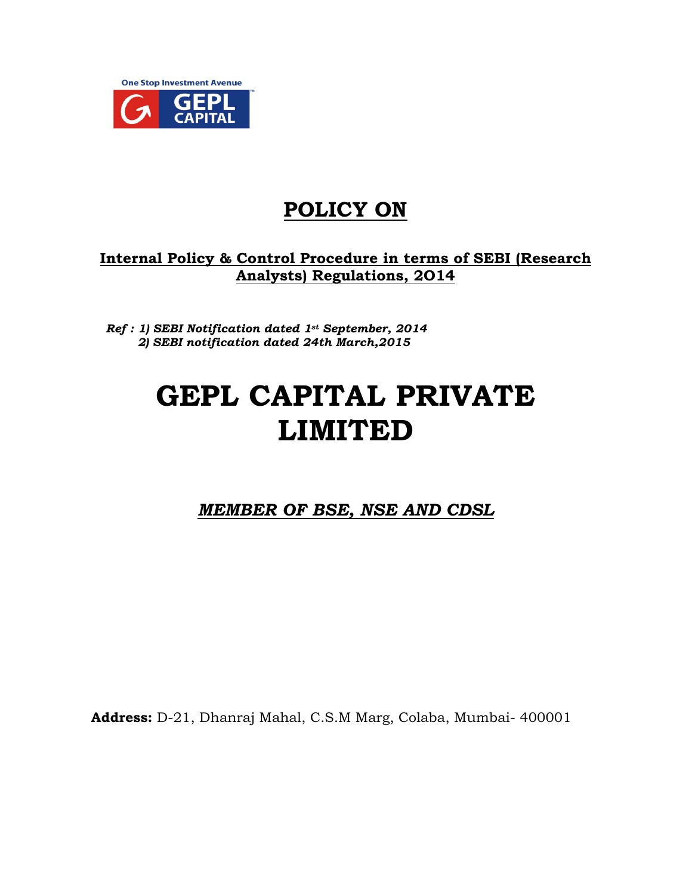One Stop Investment Avenue

GEPL CAPITAL

# POLICY ON

## Internal Policy & Control Procedure in terms of SEBI (Research Analysts) Regulations, 2014

***Ref : 1) SEBI Notification dated 1st September, 2014***
***2) SEBI notification dated 24th March,2015***

# GEPL CAPITAL PRIVATE LIMITED

***MEMBER OF BSE, NSE AND CDSL***

**Address:** D-21, Dhanraj Mahal, C.S.M Marg, Colaba, Mumbai- 400001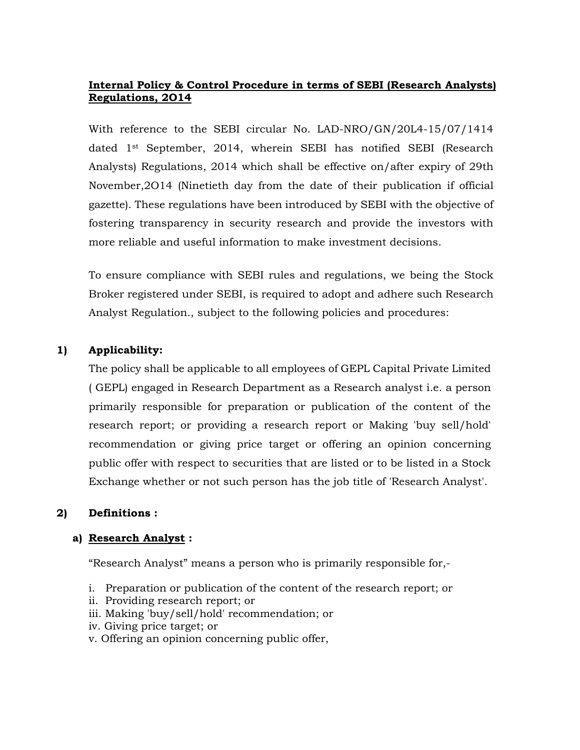**Internal Policy & Control Procedure in terms of SEBI (Research Analysts) Regulations, 2O14**

With reference to the SEBI circular No. LAD-NRO/GN/20L4-15/07/1414 dated 1st September, 2014, wherein SEBI has notified SEBI (Research Analysts) Regulations, 2014 which shall be effective on/after expiry of 29th November,2O14 (Ninetieth day from the date of their publication if official gazette). These regulations have been introduced by SEBI with the objective of fostering transparency in security research and provide the investors with more reliable and useful information to make investment decisions.

To ensure compliance with SEBI rules and regulations, we being the Stock Broker registered under SEBI, is required to adopt and adhere such Research Analyst Regulation., subject to the following policies and procedures:

**1) Applicability:**

The policy shall be applicable to all employees of GEPL Capital Private Limited ( GEPL) engaged in Research Department as a Research analyst i.e. a person primarily responsible for preparation or publication of the content of the research report; or providing a research report or Making 'buy sell/hold' recommendation or giving price target or offering an opinion concerning public offer with respect to securities that are listed or to be listed in a Stock Exchange whether or not such person has the job title of 'Research Analyst'.

**2) Definitions :**

**a) Research Analyst :**

"Research Analyst" means a person who is primarily responsible for,-

i. Preparation or publication of the content of the research report; or
ii. Providing research report; or
iii. Making 'buy/sell/hold' recommendation; or
iv. Giving price target; or
v. Offering an opinion concerning public offer,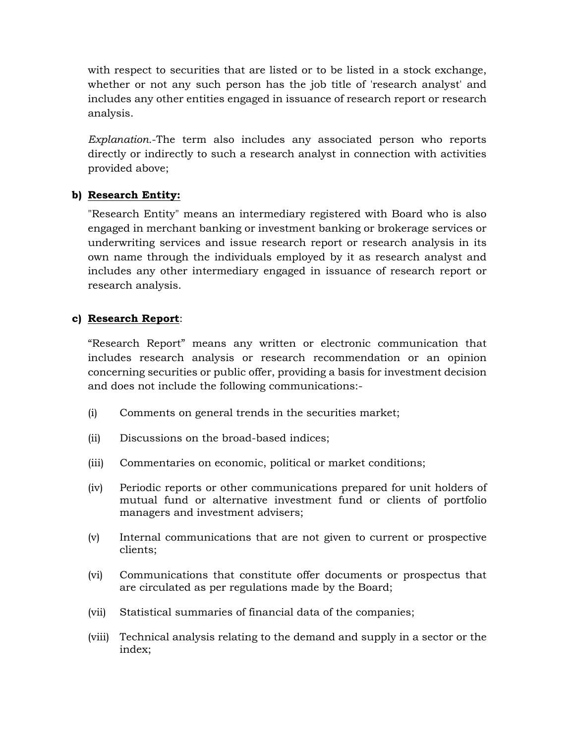with respect to securities that are listed or to be listed in a stock exchange, whether or not any such person has the job title of 'research analyst' and includes any other entities engaged in issuance of research report or research analysis.

*Explanation.*-The term also includes any associated person who reports directly or indirectly to such a research analyst in connection with activities provided above;

**b) <u>Research Entity:</u>**

"Research Entity" means an intermediary registered with Board who is also engaged in merchant banking or investment banking or brokerage services or underwriting services and issue research report or research analysis in its own name through the individuals employed by it as research analyst and includes any other intermediary engaged in issuance of research report or research analysis.

**c) <u>Research Report</u>**:

“Research Report” means any written or electronic communication that includes research analysis or research recommendation or an opinion concerning securities or public offer, providing a basis for investment decision and does not include the following communications:-

(i) Comments on general trends in the securities market;

(ii) Discussions on the broad-based indices;

(iii) Commentaries on economic, political or market conditions;

(iv) Periodic reports or other communications prepared for unit holders of mutual fund or alternative investment fund or clients of portfolio managers and investment advisers;

(v) Internal communications that are not given to current or prospective clients;

(vi) Communications that constitute offer documents or prospectus that are circulated as per regulations made by the Board;

(vii) Statistical summaries of financial data of the companies;

(viii) Technical analysis relating to the demand and supply in a sector or the index;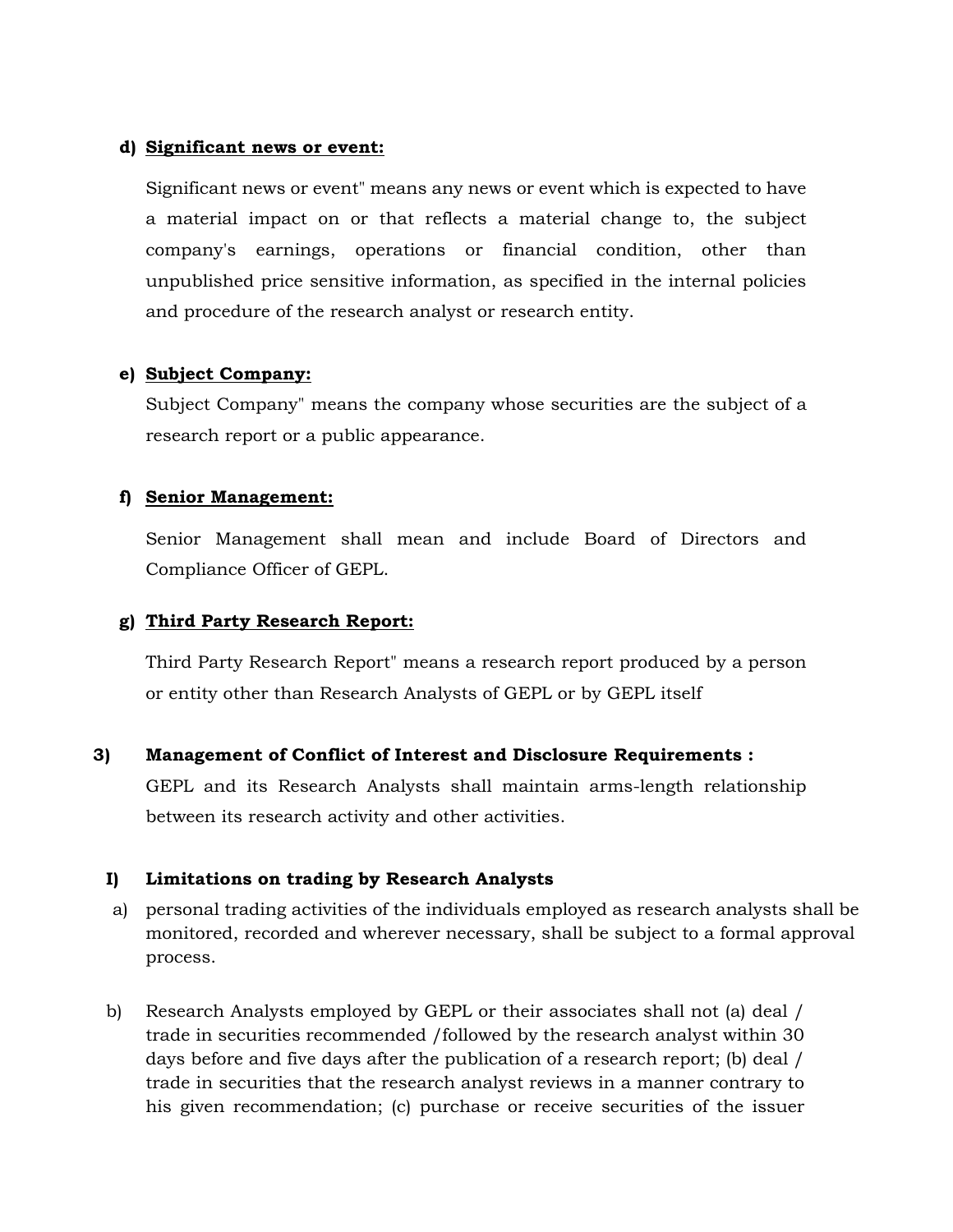**d) Significant news or event:**

Significant news or event" means any news or event which is expected to have a material impact on or that reflects a material change to, the subject company's earnings, operations or financial condition, other than unpublished price sensitive information, as specified in the internal policies and procedure of the research analyst or research entity.

**e) Subject Company:**

Subject Company" means the company whose securities are the subject of a research report or a public appearance.

**f) Senior Management:**

Senior Management shall mean and include Board of Directors and Compliance Officer of GEPL.

**g) Third Party Research Report:**

Third Party Research Report" means a research report produced by a person or entity other than Research Analysts of GEPL or by GEPL itself

**3) Management of Conflict of Interest and Disclosure Requirements :**

GEPL and its Research Analysts shall maintain arms-length relationship between its research activity and other activities.

**I) Limitations on trading by Research Analysts**

a) personal trading activities of the individuals employed as research analysts shall be monitored, recorded and wherever necessary, shall be subject to a formal approval process.

b) Research Analysts employed by GEPL or their associates shall not (a) deal / trade in securities recommended /followed by the research analyst within 30 days before and five days after the publication of a research report; (b) deal / trade in securities that the research analyst reviews in a manner contrary to his given recommendation; (c) purchase or receive securities of the issuer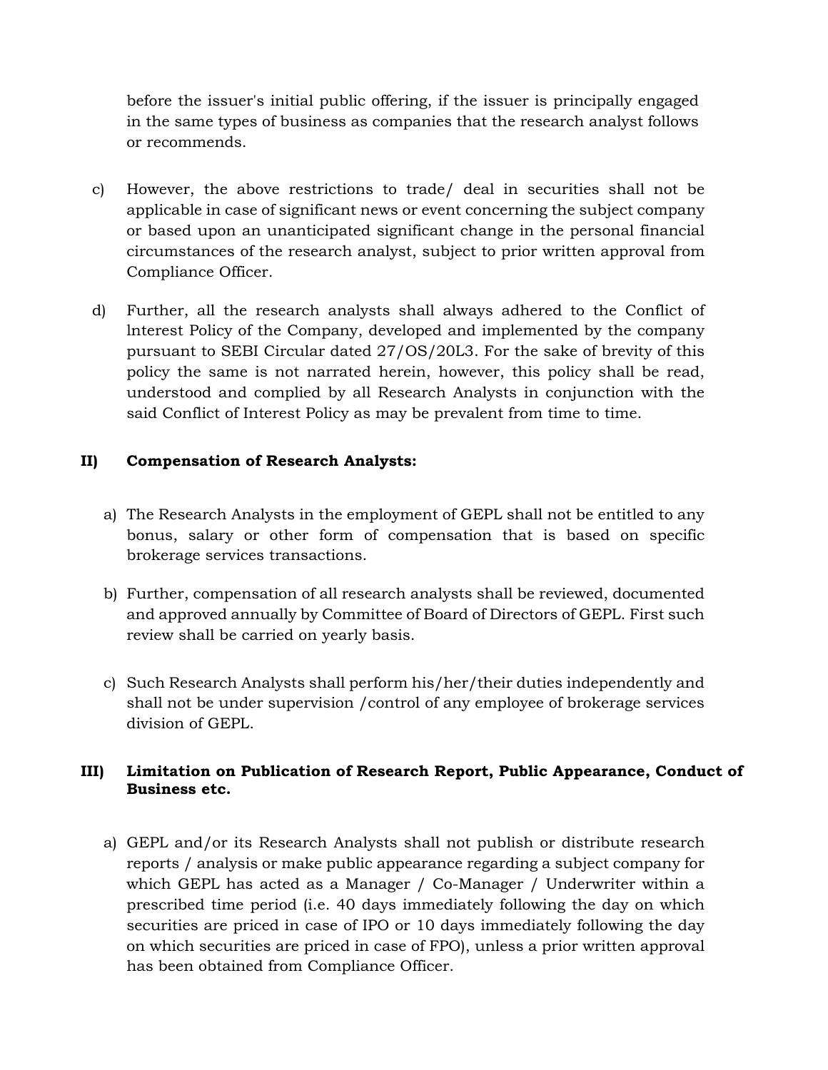before the issuer's initial public offering, if the issuer is principally engaged in the same types of business as companies that the research analyst follows or recommends.

c) However, the above restrictions to trade/ deal in securities shall not be applicable in case of significant news or event concerning the subject company or based upon an unanticipated significant change in the personal financial circumstances of the research analyst, subject to prior written approval from Compliance Officer.

d) Further, all the research analysts shall always adhered to the Conflict of lnterest Policy of the Company, developed and implemented by the company pursuant to SEBI Circular dated 27/OS/20L3. For the sake of brevity of this policy the same is not narrated herein, however, this policy shall be read, understood and complied by all Research Analysts in conjunction with the said Conflict of Interest Policy as may be prevalent from time to time.

**II) Compensation of Research Analysts:**

a) The Research Analysts in the employment of GEPL shall not be entitled to any bonus, salary or other form of compensation that is based on specific brokerage services transactions.

b) Further, compensation of all research analysts shall be reviewed, documented and approved annually by Committee of Board of Directors of GEPL. First such review shall be carried on yearly basis.

c) Such Research Analysts shall perform his/her/their duties independently and shall not be under supervision /control of any employee of brokerage services division of GEPL.

**III) Limitation on Publication of Research Report, Public Appearance, Conduct of Business etc.**

a) GEPL and/or its Research Analysts shall not publish or distribute research reports / analysis or make public appearance regarding a subject company for which GEPL has acted as a Manager / Co-Manager / Underwriter within a prescribed time period (i.e. 40 days immediately following the day on which securities are priced in case of IPO or 10 days immediately following the day on which securities are priced in case of FPO), unless a prior written approval has been obtained from Compliance Officer.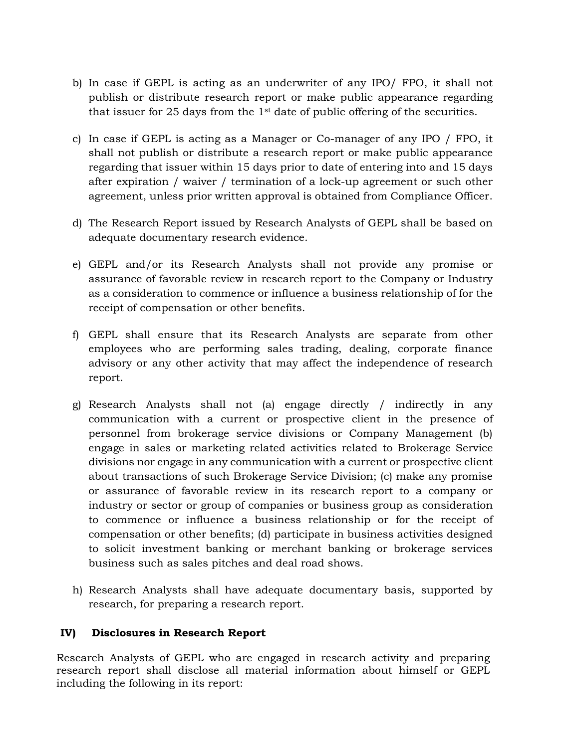b) In case if GEPL is acting as an underwriter of any IPO/ FPO, it shall not publish or distribute research report or make public appearance regarding that issuer for 25 days from the 1st date of public offering of the securities.

c) In case if GEPL is acting as a Manager or Co-manager of any IPO / FPO, it shall not publish or distribute a research report or make public appearance regarding that issuer within 15 days prior to date of entering into and 15 days after expiration / waiver / termination of a lock-up agreement or such other agreement, unless prior written approval is obtained from Compliance Officer.

d) The Research Report issued by Research Analysts of GEPL shall be based on adequate documentary research evidence.

e) GEPL and/or its Research Analysts shall not provide any promise or assurance of favorable review in research report to the Company or Industry as a consideration to commence or influence a business relationship of for the receipt of compensation or other benefits.

f) GEPL shall ensure that its Research Analysts are separate from other employees who are performing sales trading, dealing, corporate finance advisory or any other activity that may affect the independence of research report.

g) Research Analysts shall not (a) engage directly / indirectly in any communication with a current or prospective client in the presence of personnel from brokerage service divisions or Company Management (b) engage in sales or marketing related activities related to Brokerage Service divisions nor engage in any communication with a current or prospective client about transactions of such Brokerage Service Division; (c) make any promise or assurance of favorable review in its research report to a company or industry or sector or group of companies or business group as consideration to commence or influence a business relationship or for the receipt of compensation or other benefits; (d) participate in business activities designed to solicit investment banking or merchant banking or brokerage services business such as sales pitches and deal road shows.

h) Research Analysts shall have adequate documentary basis, supported by research, for preparing a research report.

## IV) Disclosures in Research Report

Research Analysts of GEPL who are engaged in research activity and preparing research report shall disclose all material information about himself or GEPL including the following in its report: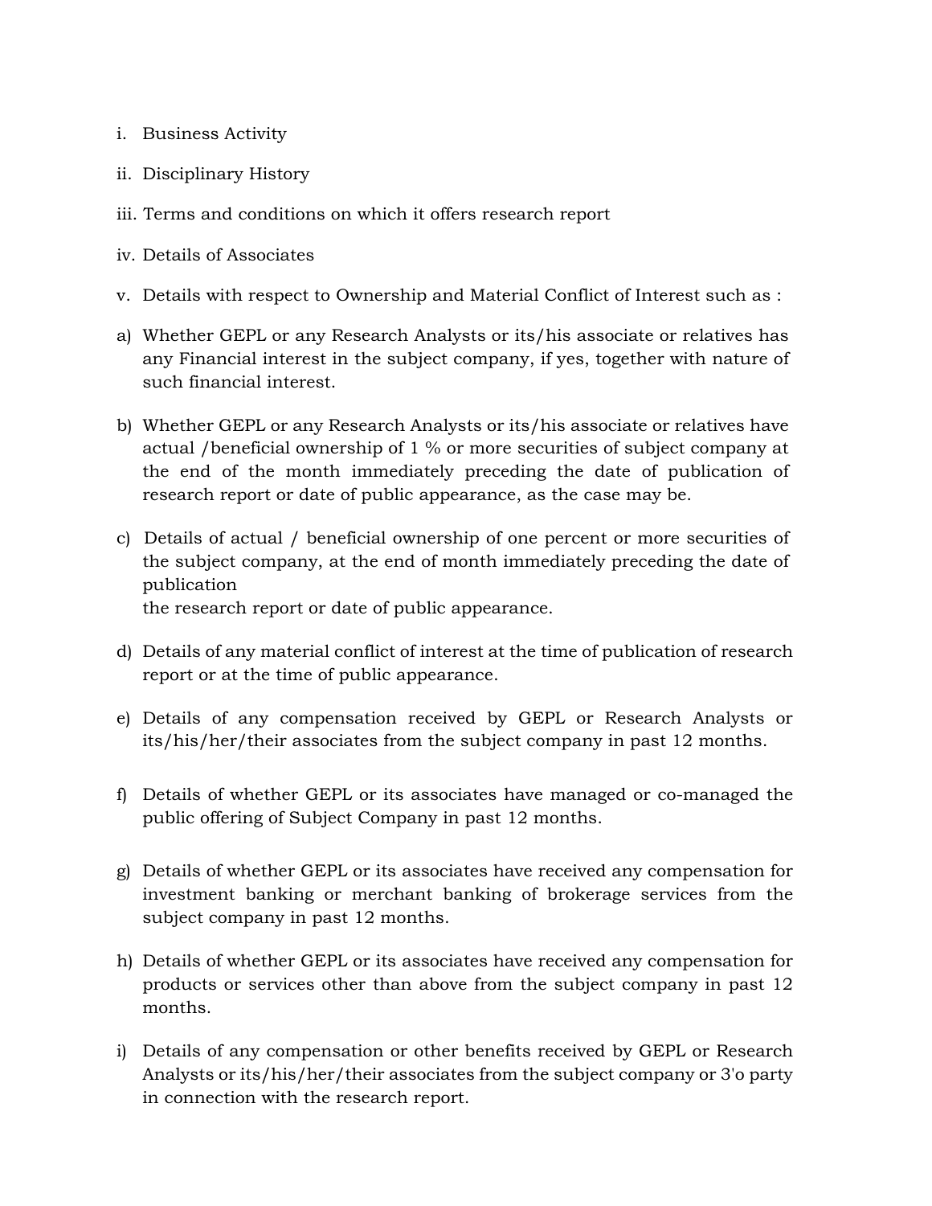i. Business Activity

ii. Disciplinary History

iii. Terms and conditions on which it offers research report

iv. Details of Associates

v. Details with respect to Ownership and Material Conflict of Interest such as :

a) Whether GEPL or any Research Analysts or its/his associate or relatives has any Financial interest in the subject company, if yes, together with nature of such financial interest.

b) Whether GEPL or any Research Analysts or its/his associate or relatives have actual /beneficial ownership of 1 % or more securities of subject company at the end of the month immediately preceding the date of publication of research report or date of public appearance, as the case may be.

c) Details of actual / beneficial ownership of one percent or more securities of the subject company, at the end of month immediately preceding the date of publication
the research report or date of public appearance.

d) Details of any material conflict of interest at the time of publication of research report or at the time of public appearance.

e) Details of any compensation received by GEPL or Research Analysts or its/his/her/their associates from the subject company in past 12 months.

f) Details of whether GEPL or its associates have managed or co-managed the public offering of Subject Company in past 12 months.

g) Details of whether GEPL or its associates have received any compensation for investment banking or merchant banking of brokerage services from the subject company in past 12 months.

h) Details of whether GEPL or its associates have received any compensation for products or services other than above from the subject company in past 12 months.

i) Details of any compensation or other benefits received by GEPL or Research Analysts or its/his/her/their associates from the subject company or 3'o party in connection with the research report.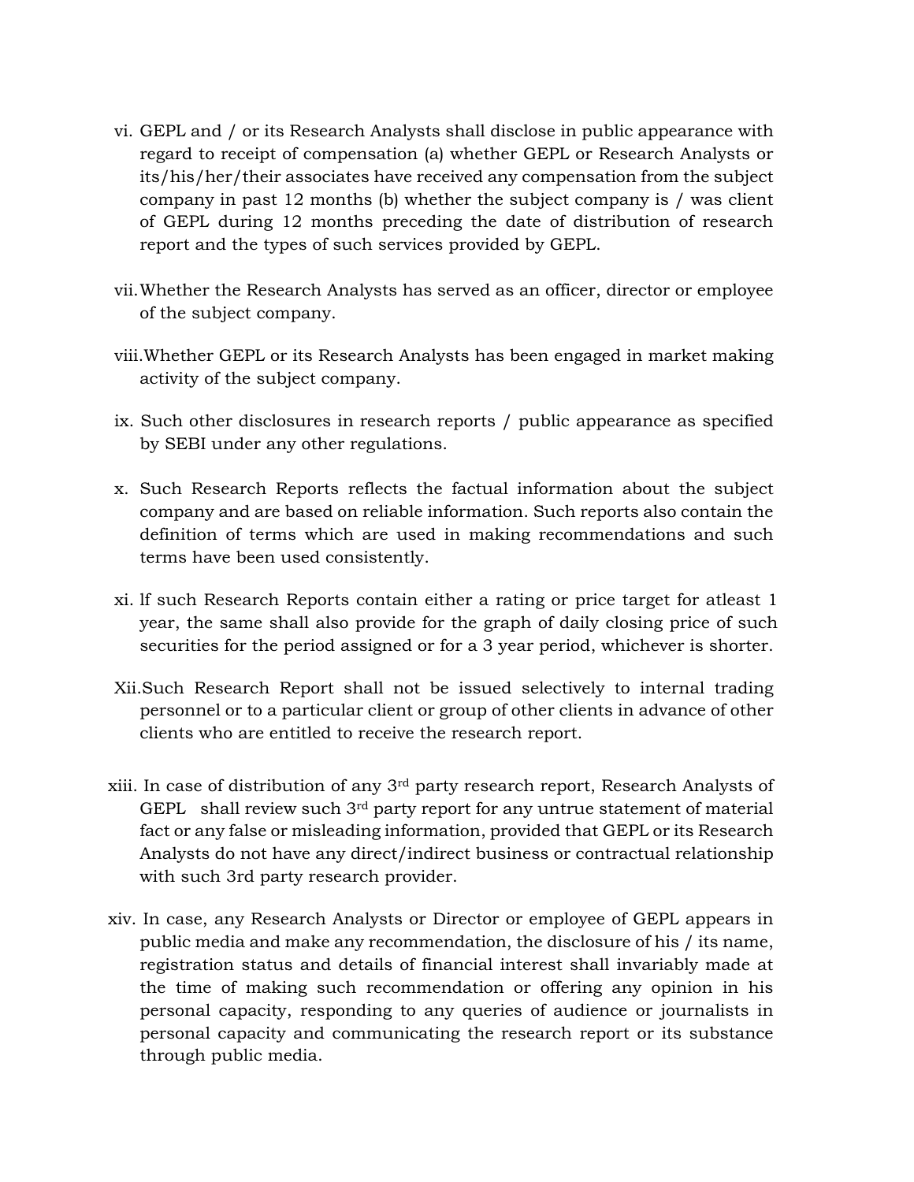vi. GEPL and / or its Research Analysts shall disclose in public appearance with regard to receipt of compensation (a) whether GEPL or Research Analysts or its/his/her/their associates have received any compensation from the subject company in past 12 months (b) whether the subject company is / was client of GEPL during 12 months preceding the date of distribution of research report and the types of such services provided by GEPL.

vii. Whether the Research Analysts has served as an officer, director or employee of the subject company.

viii. Whether GEPL or its Research Analysts has been engaged in market making activity of the subject company.

ix. Such other disclosures in research reports / public appearance as specified by SEBI under any other regulations.

x. Such Research Reports reflects the factual information about the subject company and are based on reliable information. Such reports also contain the definition of terms which are used in making recommendations and such terms have been used consistently.

xi. lf such Research Reports contain either a rating or price target for atleast 1 year, the same shall also provide for the graph of daily closing price of such securities for the period assigned or for a 3 year period, whichever is shorter.

Xii. Such Research Report shall not be issued selectively to internal trading personnel or to a particular client or group of other clients in advance of other clients who are entitled to receive the research report.

xiii. In case of distribution of any 3rd party research report, Research Analysts of GEPL shall review such 3rd party report for any untrue statement of material fact or any false or misleading information, provided that GEPL or its Research Analysts do not have any direct/indirect business or contractual relationship with such 3rd party research provider.

xiv. In case, any Research Analysts or Director or employee of GEPL appears in public media and make any recommendation, the disclosure of his / its name, registration status and details of financial interest shall invariably made at the time of making such recommendation or offering any opinion in his personal capacity, responding to any queries of audience or journalists in personal capacity and communicating the research report or its substance through public media.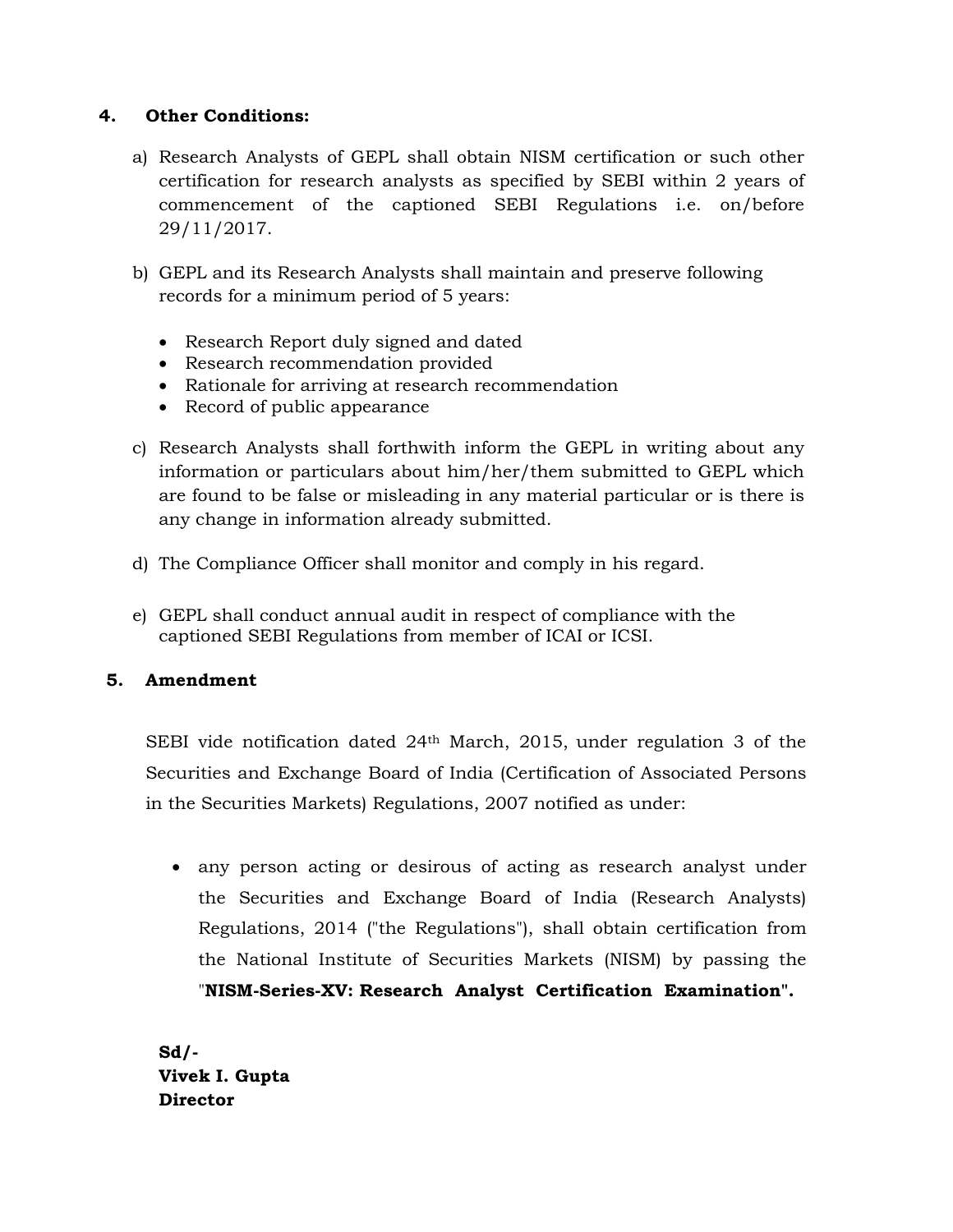## 4. Other Conditions:

a) Research Analysts of GEPL shall obtain NISM certification or such other certification for research analysts as specified by SEBI within 2 years of commencement of the captioned SEBI Regulations i.e. on/before 29/11/2017.

b) GEPL and its Research Analysts shall maintain and preserve following records for a minimum period of 5 years:

- Research Report duly signed and dated
- Research recommendation provided
- Rationale for arriving at research recommendation
- Record of public appearance

c) Research Analysts shall forthwith inform the GEPL in writing about any information or particulars about him/her/them submitted to GEPL which are found to be false or misleading in any material particular or is there is any change in information already submitted.

d) The Compliance Officer shall monitor and comply in his regard.

e) GEPL shall conduct annual audit in respect of compliance with the captioned SEBI Regulations from member of ICAI or ICSI.

## 5. Amendment

SEBI vide notification dated 24th March, 2015, under regulation 3 of the Securities and Exchange Board of India (Certification of Associated Persons in the Securities Markets) Regulations, 2007 notified as under:

- any person acting or desirous of acting as research analyst under the Securities and Exchange Board of India (Research Analysts) Regulations, 2014 ("the Regulations"), shall obtain certification from the National Institute of Securities Markets (NISM) by passing the "**NISM-Series-XV: Research Analyst Certification Examination**".

**Sd/-**
**Vivek I. Gupta**
**Director**